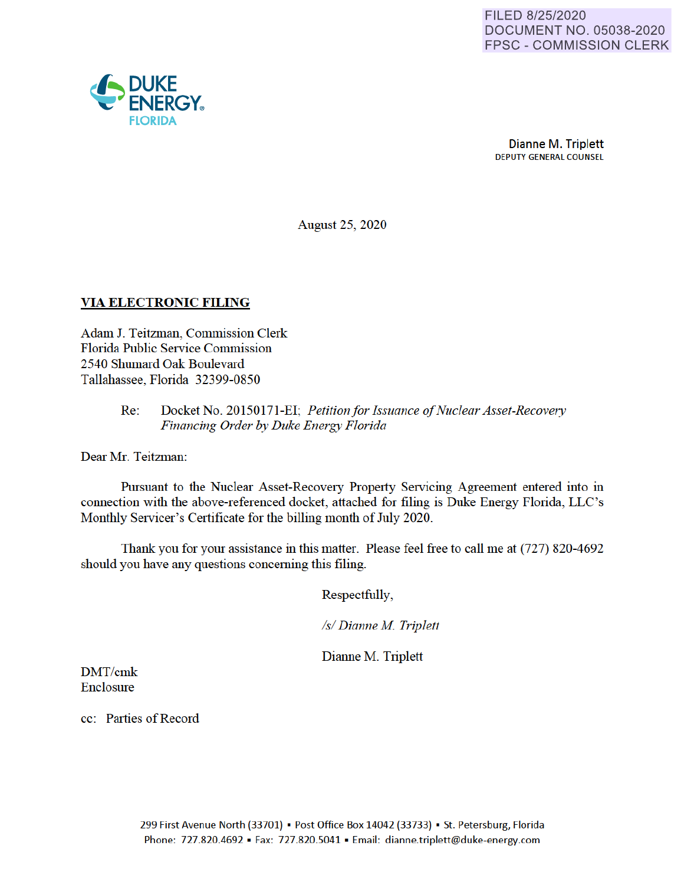FILED 8/25/2020
DOCUMENT NO. 05038-2020
FPSC - COMMISSION CLERK

DUKE ENERGY
FLORIDA

**Dianne M. Triplett**
DEPUTY GENERAL COUNSEL

August 25, 2020

**VIA ELECTRONIC FILING**

Adam J. Teitzman, Commission Clerk
Florida Public Service Commission
2540 Shumard Oak Boulevard
Tallahassee, Florida 32399-0850

Re: Docket No. 20150171-EI; *Petition for Issuance of Nuclear Asset-Recovery Financing Order by Duke Energy Florida*

Dear Mr. Teitzman:

Pursuant to the Nuclear Asset-Recovery Property Servicing Agreement entered into in connection with the above-referenced docket, attached for filing is Duke Energy Florida, LLC's Monthly Servicer's Certificate for the billing month of July 2020.

Thank you for your assistance in this matter. Please feel free to call me at (727) 820-4692 should you have any questions concerning this filing.

Respectfully,

*/s/ Dianne M. Triplett*

Dianne M. Triplett

DMT/cmk
Enclosure

cc: Parties of Record

299 First Avenue North (33701) ▪ Post Office Box 14042 (33733) ▪ St. Petersburg, Florida
Phone: 727.820.4692 ▪ Fax: 727.820.5041 ▪ Email: dianne.triplett@duke-energy.com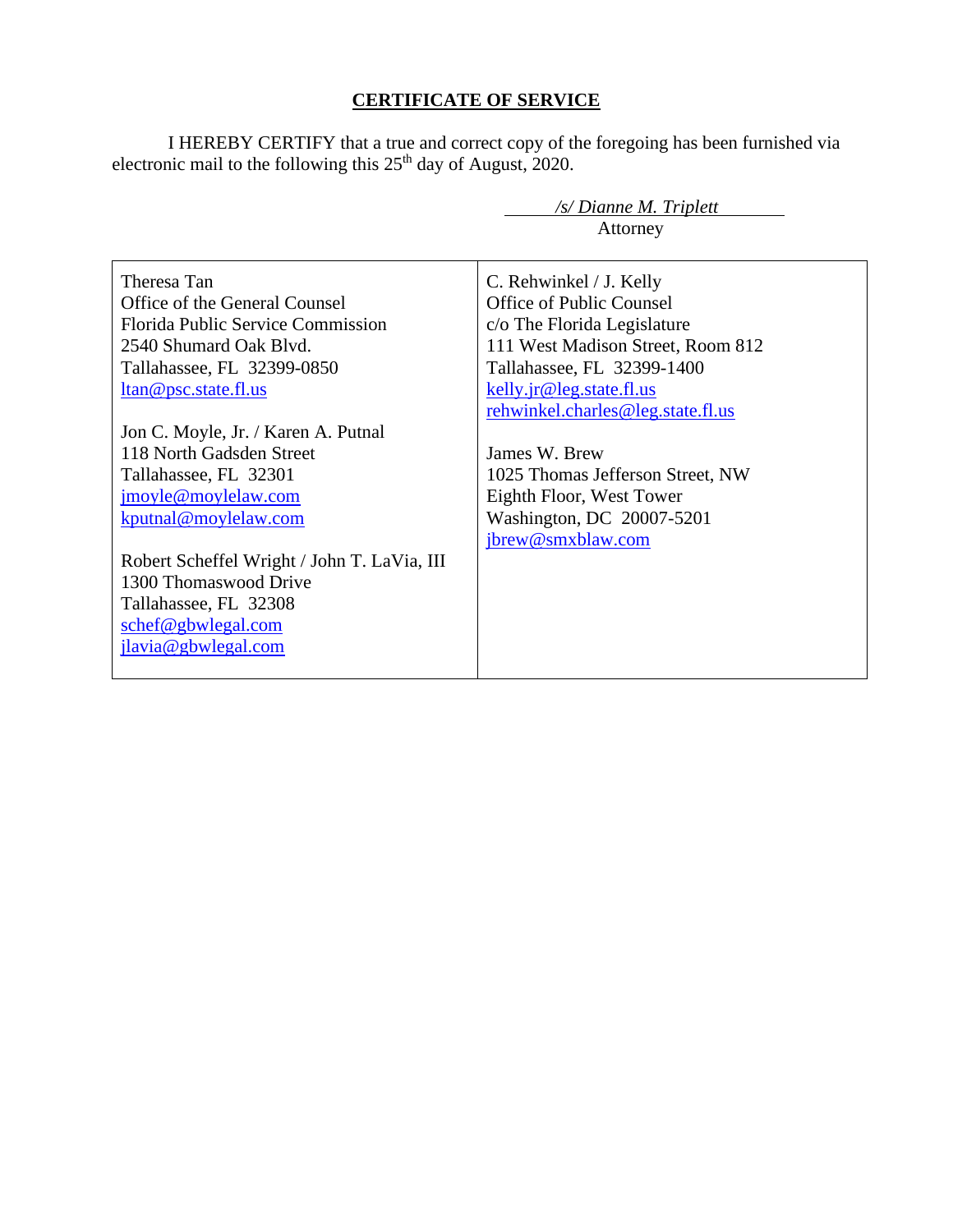**CERTIFICATE OF SERVICE**

I HEREBY CERTIFY that a true and correct copy of the foregoing has been furnished via electronic mail to the following this 25th day of August, 2020.

*/s/ Dianne M. Triplett*
Attorney

| | |
|---|---|
| Theresa Tan<br>Office of the General Counsel<br>Florida Public Service Commission<br>2540 Shumard Oak Blvd.<br>Tallahassee, FL 32399-0850<br>ltan@psc.state.fl.us<br><br>Jon C. Moyle, Jr. / Karen A. Putnal<br>118 North Gadsden Street<br>Tallahassee, FL 32301<br>jmoyle@moylelaw.com<br>kputnal@moylelaw.com<br><br>Robert Scheffel Wright / John T. LaVia, III<br>1300 Thomaswood Drive<br>Tallahassee, FL 32308<br>schef@gbwlegal.com<br>jlavia@gbwlegal.com | C. Rehwinkel / J. Kelly<br>Office of Public Counsel<br>c/o The Florida Legislature<br>111 West Madison Street, Room 812<br>Tallahassee, FL 32399-1400<br>kelly.jr@leg.state.fl.us<br>rehwinkel.charles@leg.state.fl.us<br><br>James W. Brew<br>1025 Thomas Jefferson Street, NW<br>Eighth Floor, West Tower<br>Washington, DC 20007-5201<br>jbrew@smxblaw.com |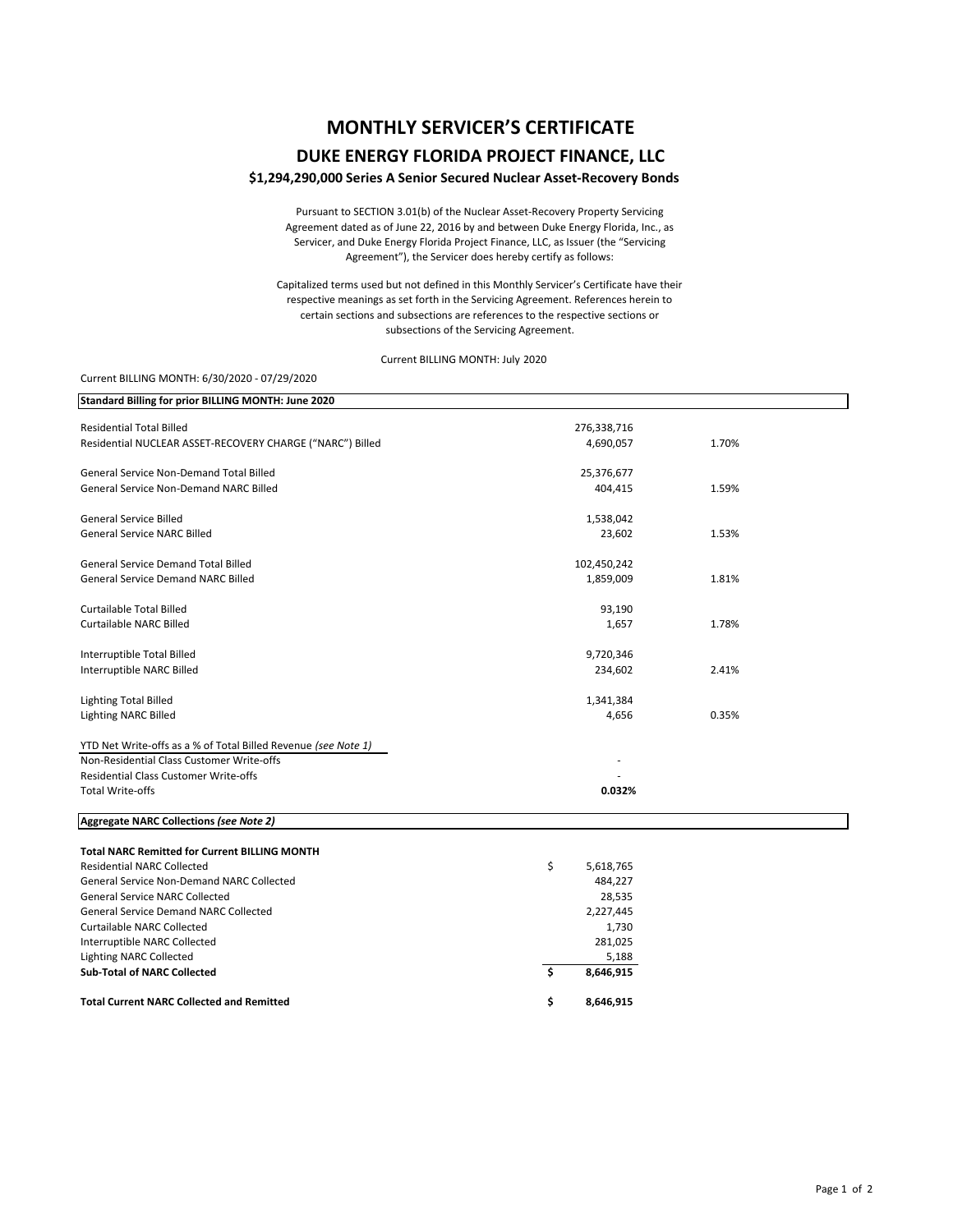# MONTHLY SERVICER'S CERTIFICATE

## DUKE ENERGY FLORIDA PROJECT FINANCE, LLC

### $1,294,290,000 Series A Senior Secured Nuclear Asset-Recovery Bonds

Pursuant to SECTION 3.01(b) of the Nuclear Asset-Recovery Property Servicing Agreement dated as of June 22, 2016 by and between Duke Energy Florida, Inc., as Servicer, and Duke Energy Florida Project Finance, LLC, as Issuer (the "Servicing Agreement"), the Servicer does hereby certify as follows:

Capitalized terms used but not defined in this Monthly Servicer's Certificate have their respective meanings as set forth in the Servicing Agreement. References herein to certain sections and subsections are references to the respective sections or subsections of the Servicing Agreement.

Current BILLING MONTH: July 2020

Current BILLING MONTH: 6/30/2020 - 07/29/2020

| **Standard Billing for prior BILLING MONTH: June 2020** | | |
|---|---|---|
| Residential Total Billed | 276,338,716 | |
| Residential NUCLEAR ASSET-RECOVERY CHARGE ("NARC") Billed | 4,690,057 | 1.70% |
| | | |
| General Service Non-Demand Total Billed | 25,376,677 | |
| General Service Non-Demand NARC Billed | 404,415 | 1.59% |
| | | |
| General Service Billed | 1,538,042 | |
| General Service NARC Billed | 23,602 | 1.53% |
| | | |
| General Service Demand Total Billed | 102,450,242 | |
| General Service Demand NARC Billed | 1,859,009 | 1.81% |
| | | |
| Curtailable Total Billed | 93,190 | |
| Curtailable NARC Billed | 1,657 | 1.78% |
| | | |
| Interruptible Total Billed | 9,720,346 | |
| Interruptible NARC Billed | 234,602 | 2.41% |
| | | |
| Lighting Total Billed | 1,341,384 | |
| Lighting NARC Billed | 4,656 | 0.35% |
| | | |
| YTD Net Write-offs as a % of Total Billed Revenue *(see Note 1)* | | |
| Non-Residential Class Customer Write-offs | - | |
| Residential Class Customer Write-offs | - | |
| Total Write-offs | **0.032%** | |

| **Aggregate NARC Collections *(see Note 2)*** | |
|---|---|
| **Total NARC Remitted for Current BILLING MONTH** | |
| Residential NARC Collected | $ 5,618,765 |
| General Service Non-Demand NARC Collected | 484,227 |
| General Service NARC Collected | 28,535 |
| General Service Demand NARC Collected | 2,227,445 |
| Curtailable NARC Collected | 1,730 |
| Interruptible NARC Collected | 281,025 |
| Lighting NARC Collected | 5,188 |
| **Sub-Total of NARC Collected** | **$ 8,646,915** |
| | |
| **Total Current NARC Collected and Remitted** | **$ 8,646,915** |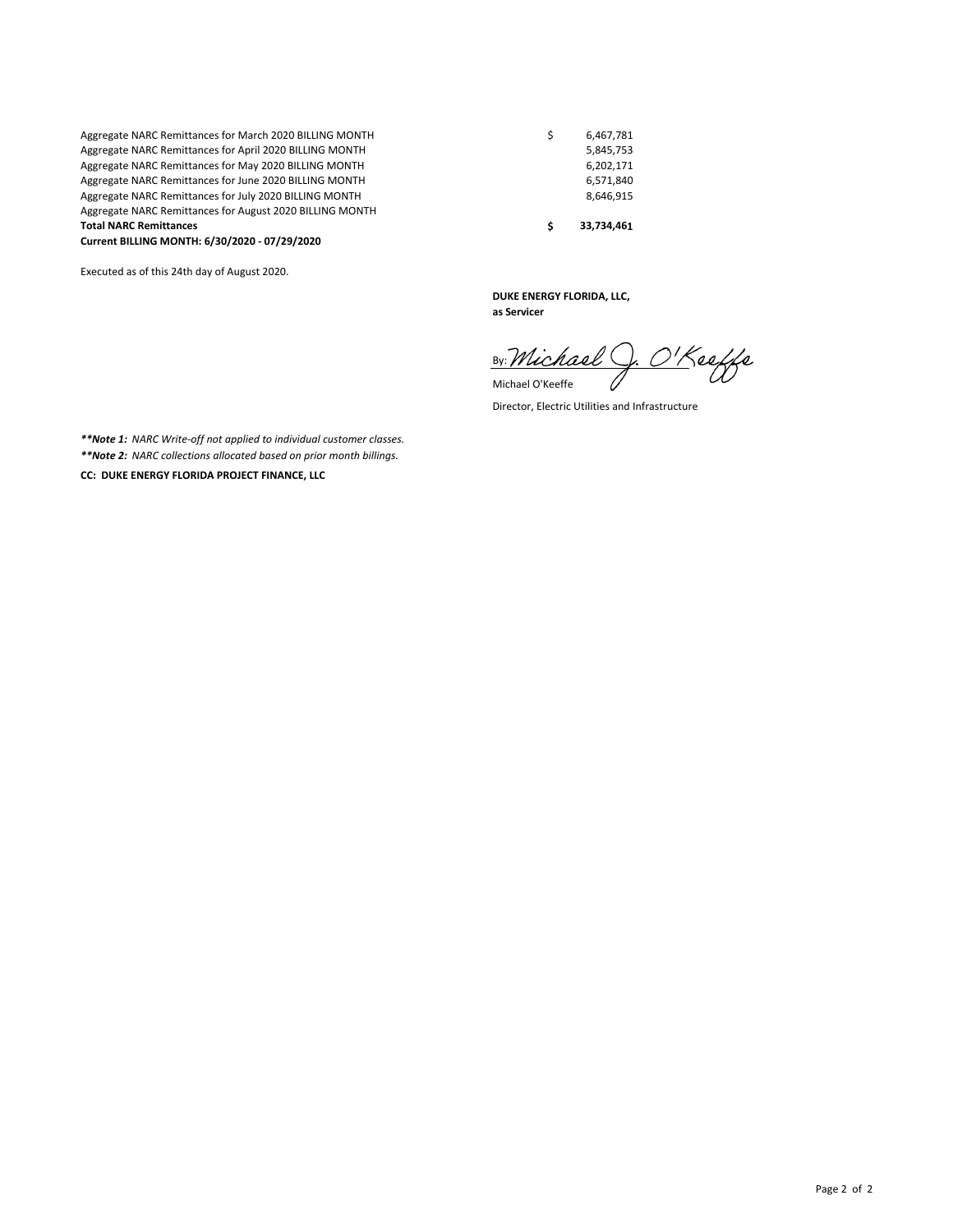| | | |
|---|---|---|
| Aggregate NARC Remittances for March 2020 BILLING MONTH | $ | 6,467,781 |
| Aggregate NARC Remittances for April 2020 BILLING MONTH | | 5,845,753 |
| Aggregate NARC Remittances for May 2020 BILLING MONTH | | 6,202,171 |
| Aggregate NARC Remittances for June 2020 BILLING MONTH | | 6,571,840 |
| Aggregate NARC Remittances for July 2020 BILLING MONTH | | 8,646,915 |
| Aggregate NARC Remittances for August 2020 BILLING MONTH | | |
| **Total NARC Remittances** | **$** | **33,734,461** |
| **Current BILLING MONTH: 6/30/2020 - 07/29/2020** | | |

Executed as of this 24th day of August 2020.

**DUKE ENERGY FLORIDA, LLC,**
**as Servicer**

By: *Michael J. O'Keeffe*
Michael O'Keeffe

Director, Electric Utilities and Infrastructure

***\*\*Note 1:*** *NARC Write-off not applied to individual customer classes.*
***\*\*Note 2:*** *NARC collections allocated based on prior month billings.*

**CC: DUKE ENERGY FLORIDA PROJECT FINANCE, LLC**